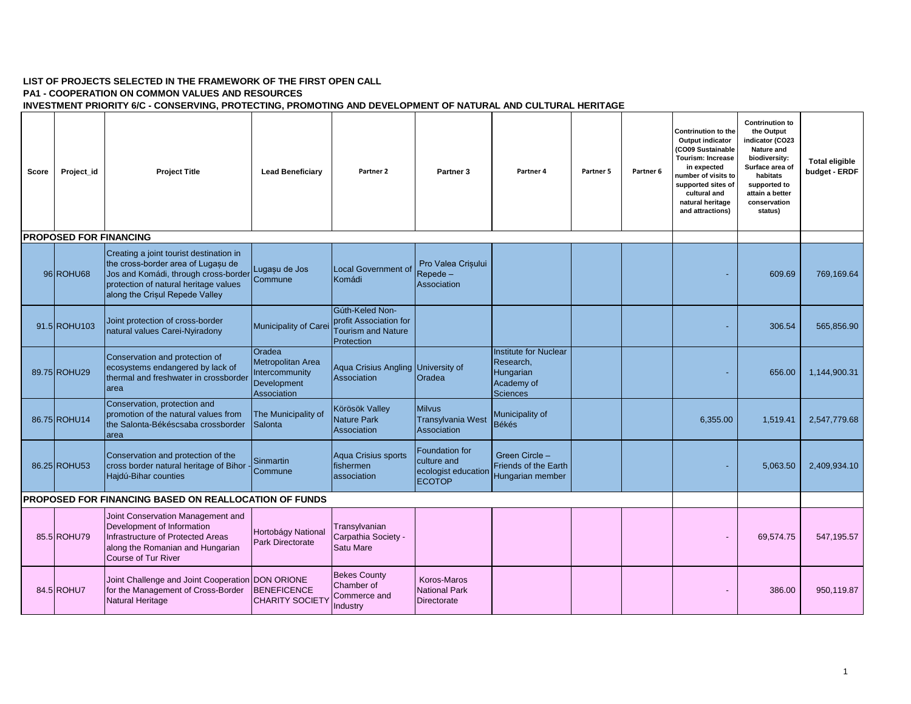**LIST OF PROJECTS SELECTED IN THE FRAMEWORK OF THE FIRST OPEN CALL**

**PA1 - COOPERATION ON COMMON VALUES AND RESOURCES**

**INVESTMENT PRIORITY 6/C - CONSERVING, PROTECTING, PROMOTING AND DEVELOPMENT OF NATURAL AND CULTURAL HERITAGE**

| Score | Project_id | Project Title | Lead Beneficiary | Partner 2 | Partner 3 | Partner 4 | Partner 5 | Partner 6 | Contrinution to the Output indicator (CO09 Sustainable Tourism: Increase in expected number of visits to supported sites of cultural and natural heritage and attractions) | Contrinution to the Output indicator (CO23 Nature and biodiversity: Surface area of habitats supported to attain a better conservation status) | Total eligible budget - ERDF |
|---|---|---|---|---|---|---|---|---|---|---|---|
| **PROPOSED FOR FINANCING** | | | | | | | | | | | |
| 96 | ROHU68 | Creating a joint tourist destination in the cross-border area of Lugașu de Jos and Komádi, through cross-border protection of natural heritage values along the Crișul Repede Valley | Lugașu de Jos Commune | Local Government of Komádi | Pro Valea Crișului Repede – Association | | | | - | 609.69 | 769,169.64 |
| 91.5 | ROHU103 | Joint protection of cross-border natural values Carei-Nyiradony | Municipality of Carei | Gúth-Keled Non-profit Association for Tourism and Nature Protection | | | | | - | 306.54 | 565,856.90 |
| 89.75 | ROHU29 | Conservation and protection of ecosystems endangered by lack of thermal and freshwater in crossborder area | Oradea Metropolitan Area Intercommunity Development Association | Aqua Crisius Angling Association | University of Oradea | Institute for Nuclear Research, Hungarian Academy of Sciences | | | - | 656.00 | 1,144,900.31 |
| 86.75 | ROHU14 | Conservation, protection and promotion of the natural values from the Salonta-Békéscsaba crossborder area | The Municipality of Salonta | Körösök Valley Nature Park Association | Milvus Transylvania West Association | Municipality of Békés | | | 6,355.00 | 1,519.41 | 2,547,779.68 |
| 86.25 | ROHU53 | Conservation and protection of the cross border natural heritage of Bihor - Hajdú-Bihar counties | Sinmartin Commune | Aqua Crisius sports fishermen association | Foundation for culture and ecologist education ECOTOP | Green Circle – Friends of the Earth Hungarian member | | | - | 5,063.50 | 2,409,934.10 |
| **PROPOSED FOR FINANCING BASED ON REALLOCATION OF FUNDS** | | | | | | | | | | | |
| 85.5 | ROHU79 | Joint Conservation Management and Development of Information Infrastructure of Protected Areas along the Romanian and Hungarian Course of Tur River | Hortobágy National Park Directorate | Transylvanian Carpathia Society - Satu Mare | | | | | - | 69,574.75 | 547,195.57 |
| 84.5 | ROHU7 | Joint Challenge and Joint Cooperation for the Management of Cross-Border Natural Heritage | DON ORIONE BENEFICENCE CHARITY SOCIETY | Bekes County Chamber of Commerce and Industry | Koros-Maros National Park Directorate | | | | - | 386.00 | 950,119.87 |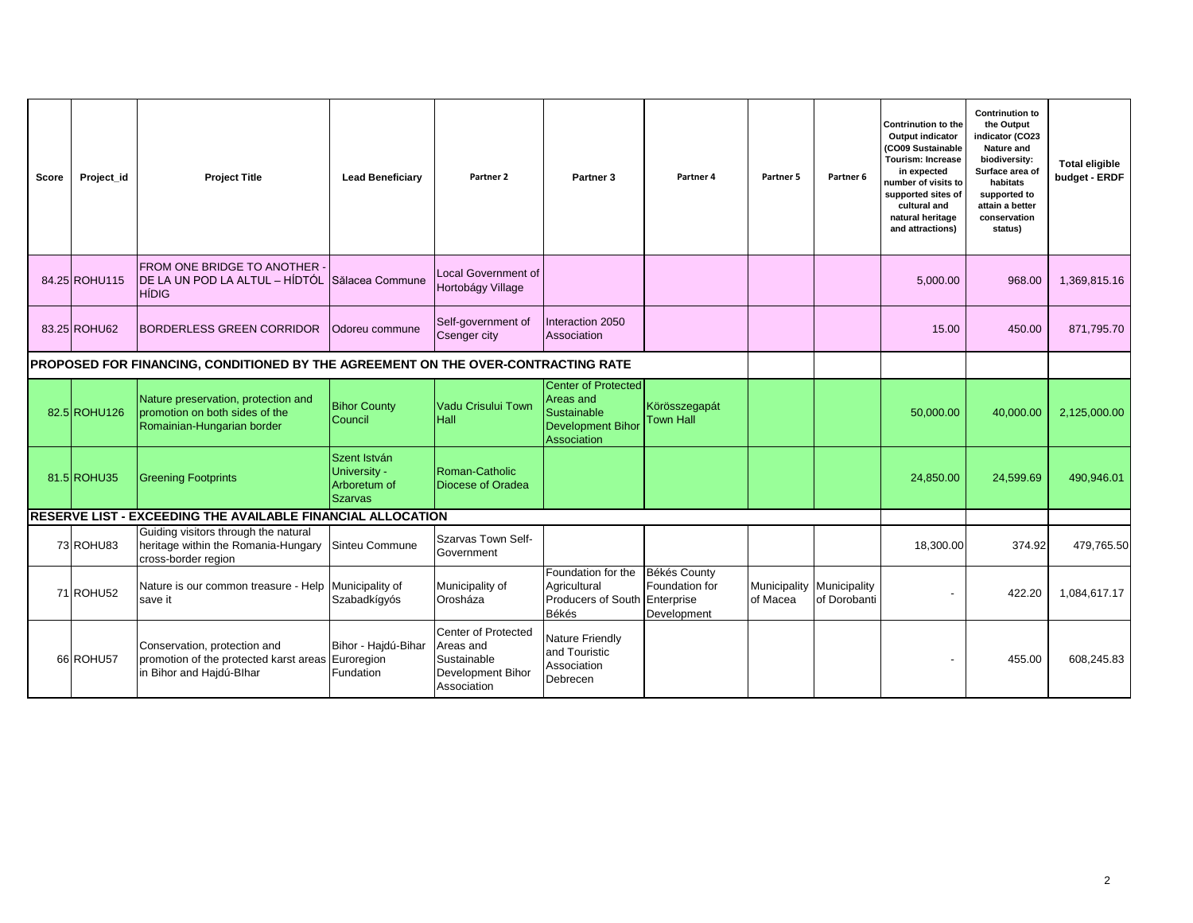| Score | Project_id | Project Title | Lead Beneficiary | Partner 2 | Partner 3 | Partner 4 | Partner 5 | Partner 6 | Contrinution to the Output indicator (CO09 Sustainable Tourism: Increase in expected number of visits to supported sites of cultural and natural heritage and attractions) | Contrinution to the Output indicator (CO23 Nature and biodiversity: Surface area of habitats supported to attain a better conservation status) | Total eligible budget - ERDF |
|---|---|---|---|---|---|---|---|---|---|---|---|
| 84.25 | ROHU115 | FROM ONE BRIDGE TO ANOTHER - DE LA UN POD LA ALTUL – HÍDTÓL HÍDIG | Sălacea Commune | Local Government of Hortobágy Village | | | | | 5,000.00 | 968.00 | 1,369,815.16 |
| 83.25 | ROHU62 | BORDERLESS GREEN CORRIDOR | Odoreu commune | Self-government of Csenger city | Interaction 2050 Association | | | | 15.00 | 450.00 | 871,795.70 |
| **PROPOSED FOR FINANCING, CONDITIONED BY THE AGREEMENT ON THE OVER-CONTRACTING RATE** | | | | | | | | | | | |
| 82.5 | ROHU126 | Nature preservation, protection and promotion on both sides of the Romainian-Hungarian border | Bihor County Council | Vadu Crisului Town Hall | Center of Protected Areas and Sustainable Development Bihor Association | Körösszegapát Town Hall | | | 50,000.00 | 40,000.00 | 2,125,000.00 |
| 81.5 | ROHU35 | Greening Footprints | Szent István University - Arboretum of Szarvas | Roman-Catholic Diocese of Oradea | | | | | 24,850.00 | 24,599.69 | 490,946.01 |
| **RESERVE LIST - EXCEEDING THE AVAILABLE FINANCIAL ALLOCATION** | | | | | | | | | | | |
| 73 | ROHU83 | Guiding visitors through the natural heritage within the Romania-Hungary cross-border region | Sinteu Commune | Szarvas Town Self-Government | | | | | 18,300.00 | 374.92 | 479,765.50 |
| 71 | ROHU52 | Nature is our common treasure - Help save it | Municipality of Szabadkígyós | Municipality of Orosháza | Foundation for the Agricultural Producers of South Békés | Békés County Foundation for Enterprise Development | Municipality of Macea | Municipality of Dorobanti | - | 422.20 | 1,084,617.17 |
| 66 | ROHU57 | Conservation, protection and promotion of the protected karst areas in Bihor and Hajdú-BIhar | Bihor - Hajdú-Bihar Euroregion Fundation | Center of Protected Areas and Sustainable Development Bihor Association | Nature Friendly and Touristic Association Debrecen | | | | - | 455.00 | 608,245.83 |